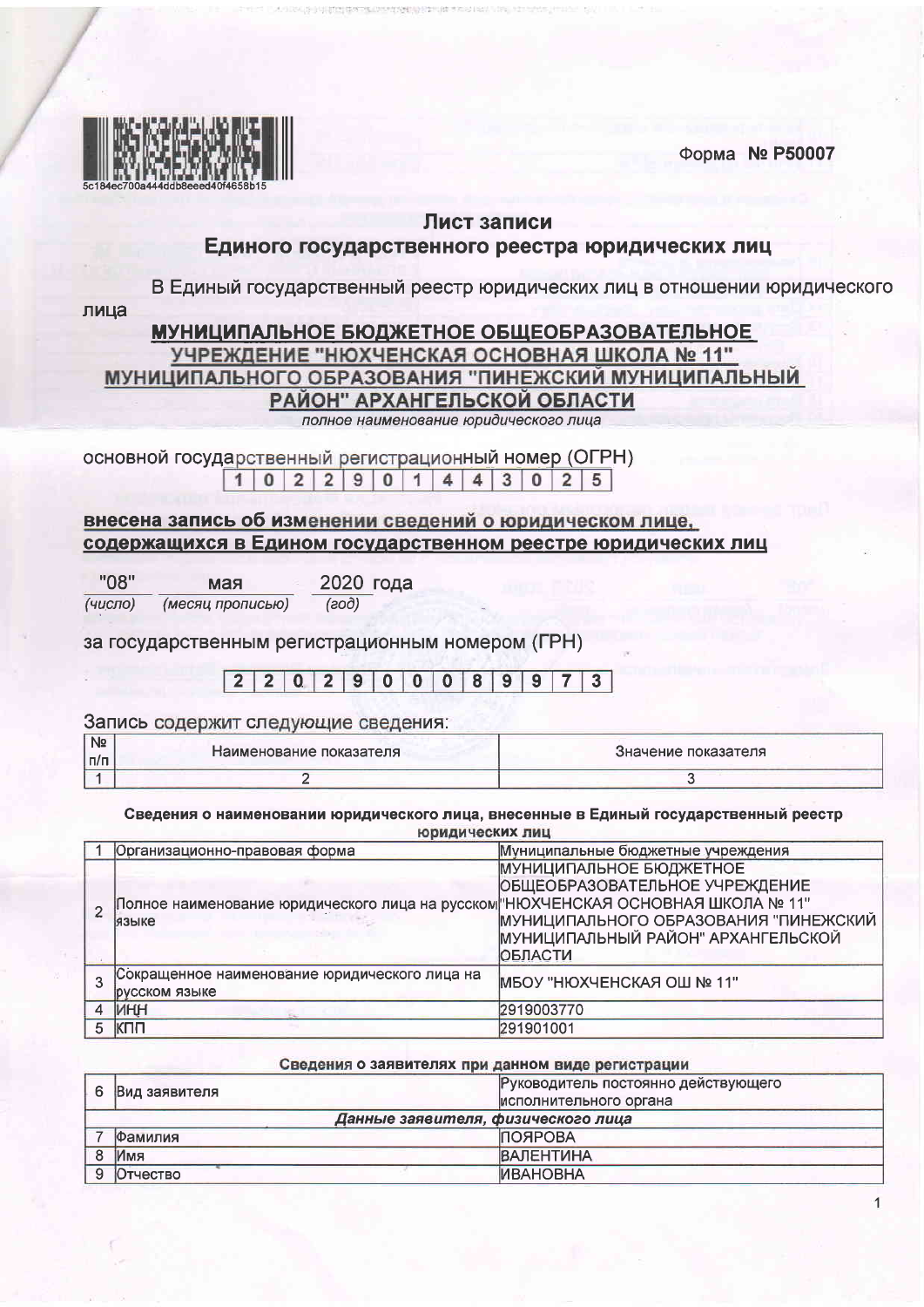5c184ec700a444ddb8eeed40f4658b15

Форма **№ Р50007**

## Лист записи
## Единого государственного реестра юридических лиц

В Единый государственный реестр юридических лиц в отношении юридического лица

**МУНИЦИПАЛЬНОЕ БЮДЖЕТНОЕ ОБЩЕОБРАЗОВАТЕЛЬНОЕ УЧРЕЖДЕНИЕ "НЮХЧЕНСКАЯ ОСНОВНАЯ ШКОЛА № 11" МУНИЦИПАЛЬНОГО ОБРАЗОВАНИЯ "ПИНЕЖСКИЙ МУНИЦИПАЛЬНЫЙ РАЙОН" АРХАНГЕЛЬСКОЙ ОБЛАСТИ**

*полное наименование юридического лица*

основной государственный регистрационный номер (ОГРН)

| 1 | 0 | 2 | 2 | 9 | 0 | 1 | 4 | 4 | 3 | 0 | 2 | 5 |
|---|---|---|---|---|---|---|---|---|---|---|---|---|

**внесена запись об изменении сведений о юридическом лице, содержащихся в Едином государственном реестре юридических лиц**

"08" мая 2020 года
*(число) (месяц прописью) (год)*

за государственным регистрационным номером (ГРН)

| 2 | 2 | 0 | 2 | 9 | 0 | 0 | 0 | 8 | 9 | 9 | 7 | 3 |
|---|---|---|---|---|---|---|---|---|---|---|---|---|

Запись содержит следующие сведения:

| № п/п | Наименование показателя | Значение показателя |
|---|---|---|
| 1 | 2 | 3 |
| | **Сведения о наименовании юридического лица, внесенные в Единый государственный реестр юридических лиц** | |
| 1 | Организационно-правовая форма | Муниципальные бюджетные учреждения |
| 2 | Полное наименование юридического лица на русском языке | МУНИЦИПАЛЬНОЕ БЮДЖЕТНОЕ ОБЩЕОБРАЗОВАТЕЛЬНОЕ УЧРЕЖДЕНИЕ "НЮХЧЕНСКАЯ ОСНОВНАЯ ШКОЛА № 11" МУНИЦИПАЛЬНОГО ОБРАЗОВАНИЯ "ПИНЕЖСКИЙ МУНИЦИПАЛЬНЫЙ РАЙОН" АРХАНГЕЛЬСКОЙ ОБЛАСТИ |
| 3 | Сокращенное наименование юридического лица на русском языке | МБОУ "НЮХЧЕНСКАЯ ОШ № 11" |
| 4 | ИНН | 2919003770 |
| 5 | КПП | 291901001 |
| | **Сведения о заявителях при данном виде регистрации** | |
| 6 | Вид заявителя | Руководитель постоянно действующего исполнительного органа |
| | ***Данные заявителя, физического лица*** | |
| 7 | Фамилия | ПОЯРОВА |
| 8 | Имя | ВАЛЕНТИНА |
| 9 | Отчество | ИВАНОВНА |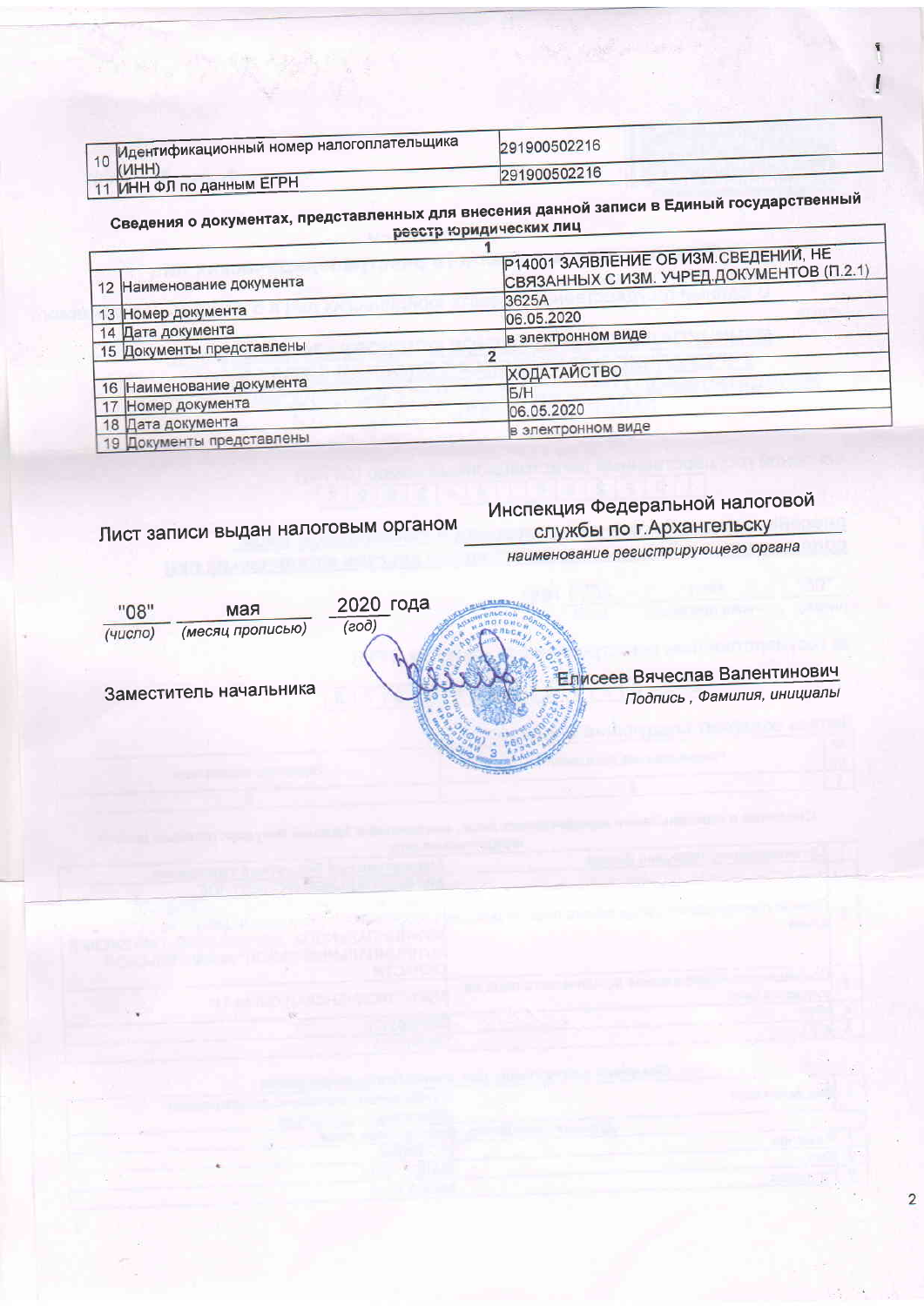| | | |
|---|---|---|
| 10 | Идентификационный номер налогоплательщика (ИНН) | 291900502216 |
| 11 | ИНН ФЛ по данным ЕГРН | 291900502216 |

**Сведения о документах, представленных для внесения данной записи в Единый государственный реестр юридических лиц**

| | | |
|---|---|---|
| | **1** | |
| 12 | Наименование документа | Р14001 ЗАЯВЛЕНИЕ ОБ ИЗМ.СВЕДЕНИЙ, НЕ СВЯЗАННЫХ С ИЗМ. УЧРЕД.ДОКУМЕНТОВ (П.2.1) |
| 13 | Номер документа | 3625А |
| 14 | Дата документа | 06.05.2020 |
| 15 | Документы представлены | в электронном виде |
| | **2** | |
| 16 | Наименование документа | ХОДАТАЙСТВО |
| 17 | Номер документа | Б/Н |
| 18 | Дата документа | 06.05.2020 |
| 19 | Документы представлены | в электронном виде |

Лист записи выдан налоговым органом Инспекция Федеральной налоговой службы по г.Архангельску

*наименование регистрирующего органа*

"08" мая 2020 года

*(число)* *(месяц прописью)* *(год)*

Заместитель начальника Елисеев Вячеслав Валентинович

*Подпись, Фамилия, инициалы*